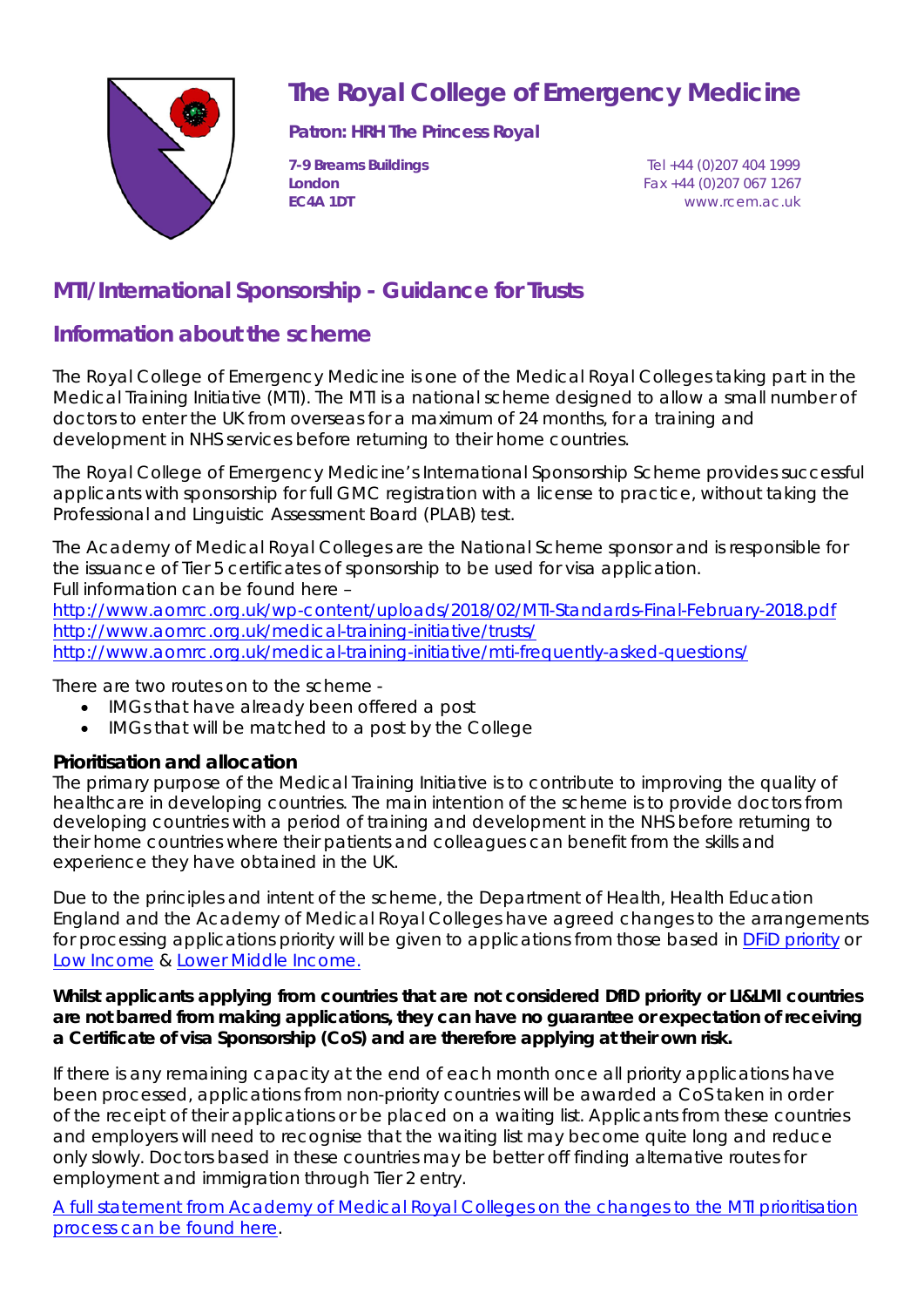# The Royal College of Emergency Medicine

**Patron: HRH The Princess Royal**

**7-9 Breams Buildings**
**London**
**EC4A 1DT**

Tel +44 (0)207 404 1999
Fax +44 (0)207 067 1267
www.rcem.ac.uk

## MTI/International Sponsorship - Guidance for Trusts

## Information about the scheme

The Royal College of Emergency Medicine is one of the Medical Royal Colleges taking part in the Medical Training Initiative (MTI). The MTI is a national scheme designed to allow a small number of doctors to enter the UK from overseas for a maximum of 24 months, for a training and development in NHS services before returning to their home countries.

The Royal College of Emergency Medicine's International Sponsorship Scheme provides successful applicants with sponsorship for full GMC registration with a license to practice, without taking the Professional and Linguistic Assessment Board (PLAB) test.

The Academy of Medical Royal Colleges are the National Scheme sponsor and is responsible for the issuance of Tier 5 certificates of sponsorship to be used for visa application.
Full information can be found here –
http://www.aomrc.org.uk/wp-content/uploads/2018/02/MTI-Standards-Final-February-2018.pdf
http://www.aomrc.org.uk/medical-training-initiative/trusts/
http://www.aomrc.org.uk/medical-training-initiative/mti-frequently-asked-questions/

There are two routes on to the scheme -

- IMGs that have already been offered a post
- IMGs that will be matched to a post by the College

### Prioritisation and allocation

The primary purpose of the Medical Training Initiative is to contribute to improving the quality of healthcare in developing countries. The main intention of the scheme is to provide doctors from developing countries with a period of training and development in the NHS before returning to their home countries where their patients and colleagues can benefit from the skills and experience they have obtained in the UK.

Due to the principles and intent of the scheme, the Department of Health, Health Education England and the Academy of Medical Royal Colleges have agreed changes to the arrangements for processing applications priority will be given to applications from those based in DFiD priority or Low Income & Lower Middle Income.

**Whilst applicants applying from countries that are not considered DfID priority or LI&LMI countries are not barred from making applications, they can have no guarantee or expectation of receiving a Certificate of visa Sponsorship (CoS) and are therefore applying at their own risk.**

If there is any remaining capacity at the end of each month once all priority applications have been processed, applications from non-priority countries will be awarded a CoS taken in order of the receipt of their applications or be placed on a waiting list. Applicants from these countries and employers will need to recognise that the waiting list may become quite long and reduce only slowly. Doctors based in these countries may be better off finding alternative routes for employment and immigration through Tier 2 entry.

A full statement from Academy of Medical Royal Colleges on the changes to the MTI prioritisation process can be found here.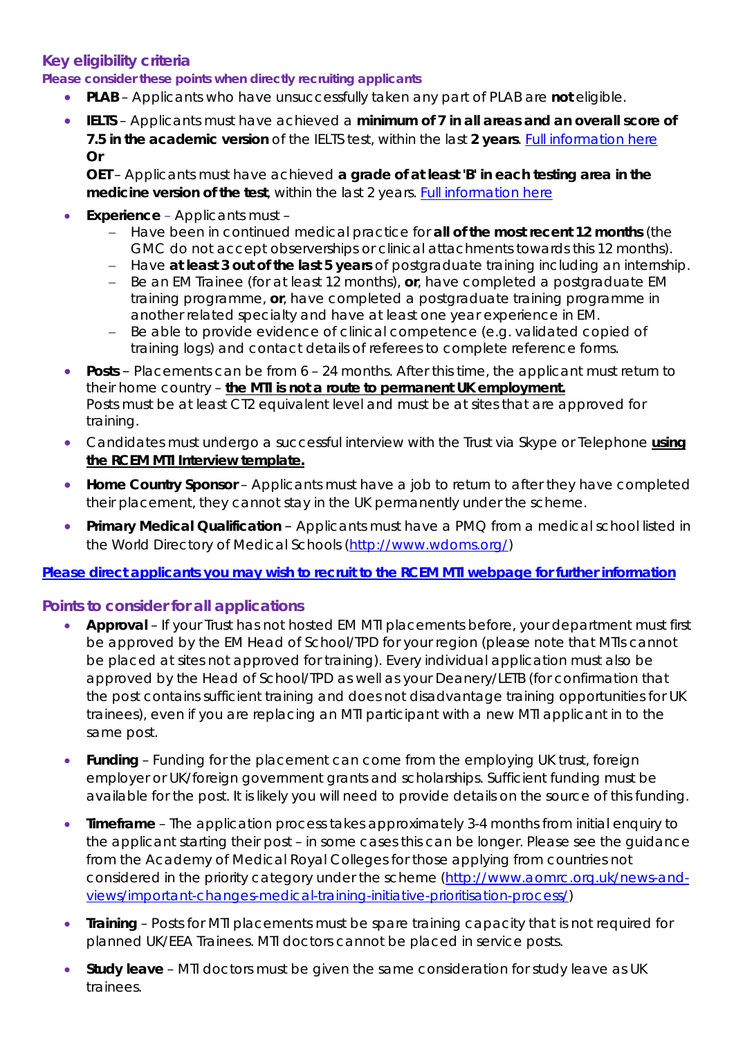## Key eligibility criteria

**Please consider these points when directly recruiting applicants**

- **PLAB** – Applicants who have unsuccessfully taken any part of PLAB are **not** eligible.
- **IELTS** – Applicants must have achieved a **minimum of 7 in all areas and an overall score of 7.5 in the academic version** of the IELTS test, within the last **2 years**. [Full information here](#)
  **Or**
  **OET** – Applicants must have achieved **a grade of at least 'B' in each testing area in the medicine version of the test**, within the last 2 years. [Full information here](#)
- **Experience** – Applicants must –
  - Have been in continued medical practice for **all of the most recent 12 months** (the GMC do not accept observerships or clinical attachments towards this 12 months).
  - Have **at least 3 out of the last 5 years** of postgraduate training including an internship.
  - Be an EM Trainee (for at least 12 months), **or**, have completed a postgraduate EM training programme, **or**, have completed a postgraduate training programme in another related specialty and have at least one year experience in EM.
  - Be able to provide evidence of clinical competence (e.g. validated copied of training logs) and contact details of referees to complete reference forms.
- **Posts** – Placements can be from 6 – 24 months. After this time, the applicant must return to their home country – **the MTI is not a route to permanent UK employment.**
  Posts must be at least CT2 equivalent level and must be at sites that are approved for training.
- Candidates must undergo a successful interview with the Trust via Skype or Telephone **using the RCEM MTI Interview template.**
- **Home Country Sponsor** – Applicants must have a job to return to after they have completed their placement, they cannot stay in the UK permanently under the scheme.
- **Primary Medical Qualification** – Applicants must have a PMQ from a medical school listed in the World Directory of Medical Schools (http://www.wdoms.org/)

**[Please direct applicants you may wish to recruit to the RCEM MTI webpage for further information](#)**

## Points to consider for all applications

- **Approval** – If your Trust has not hosted EM MTI placements before, your department must first be approved by the EM Head of School/TPD for your region (please note that MTIs cannot be placed at sites not approved for training). Every individual application must also be approved by the Head of School/TPD as well as your Deanery/LETB (for confirmation that the post contains sufficient training and does not disadvantage training opportunities for UK trainees), even if you are replacing an MTI participant with a new MTI applicant in to the same post.
- **Funding** – Funding for the placement can come from the employing UK trust, foreign employer or UK/foreign government grants and scholarships. Sufficient funding must be available for the post. It is likely you will need to provide details on the source of this funding.
- **Timeframe** – The application process takes approximately 3-4 months from initial enquiry to the applicant starting their post – in some cases this can be longer. Please see the guidance from the Academy of Medical Royal Colleges for those applying from countries not considered in the priority category under the scheme (http://www.aomrc.org.uk/news-and-views/important-changes-medical-training-initiative-prioritisation-process/)
- **Training** – Posts for MTI placements must be spare training capacity that is not required for planned UK/EEA Trainees. MTI doctors cannot be placed in service posts.
- **Study leave** – MTI doctors must be given the same consideration for study leave as UK trainees.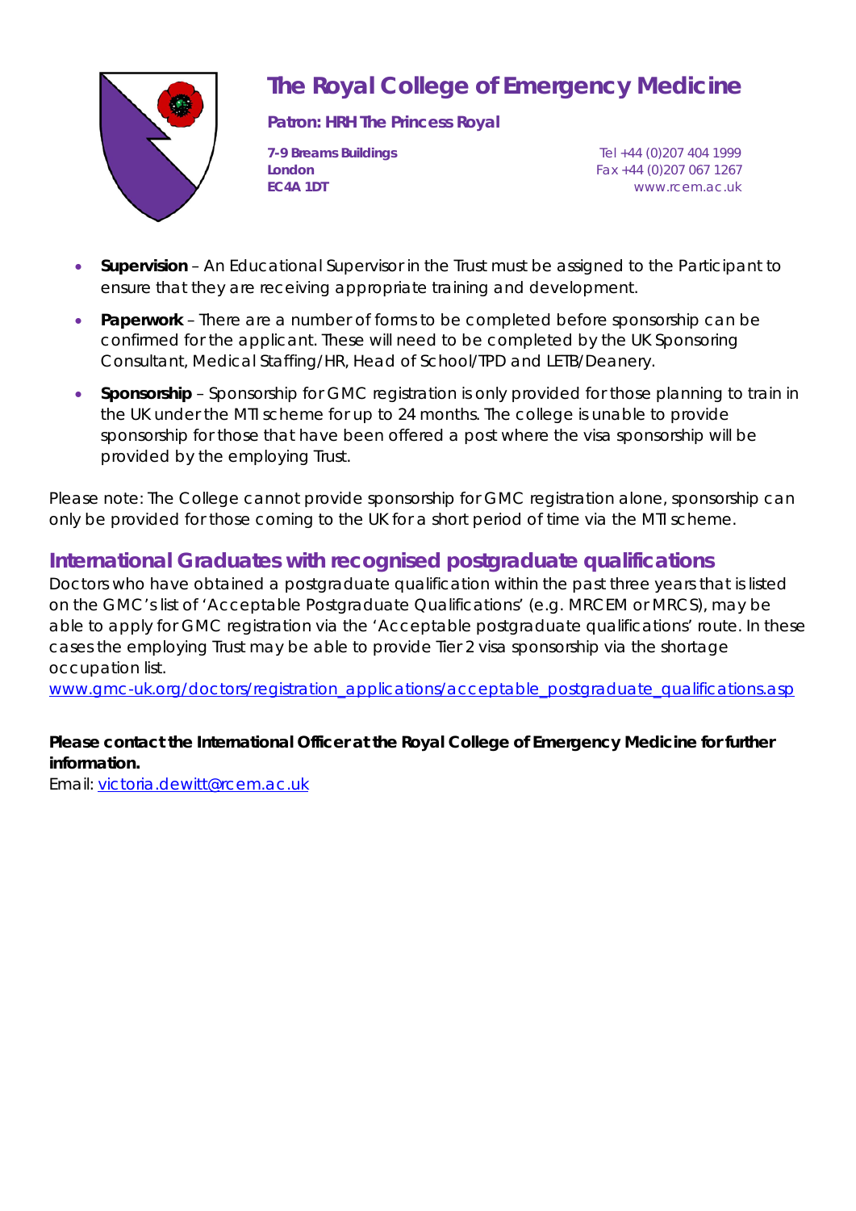# The Royal College of Emergency Medicine

**Patron: HRH The Princess Royal**

**7-9 Breams Buildings**
**London**
**EC4A 1DT**

Tel +44 (0)207 404 1999
Fax +44 (0)207 067 1267
www.rcem.ac.uk

- **Supervision** – An Educational Supervisor in the Trust must be assigned to the Participant to ensure that they are receiving appropriate training and development.
- **Paperwork** – There are a number of forms to be completed before sponsorship can be confirmed for the applicant. These will need to be completed by the UK Sponsoring Consultant, Medical Staffing/HR, Head of School/TPD and LETB/Deanery.
- **Sponsorship** – Sponsorship for GMC registration is only provided for those planning to train in the UK under the MTI scheme for up to 24 months. The college is unable to provide sponsorship for those that have been offered a post where the visa sponsorship will be provided by the employing Trust.

Please note: The College cannot provide sponsorship for GMC registration alone, sponsorship can only be provided for those coming to the UK for a short period of time via the MTI scheme.

## International Graduates with recognised postgraduate qualifications

Doctors who have obtained a postgraduate qualification within the past three years that is listed on the GMC's list of 'Acceptable Postgraduate Qualifications' (e.g. MRCEM or MRCS), may be able to apply for GMC registration via the 'Acceptable postgraduate qualifications' route. In these cases the employing Trust may be able to provide Tier 2 visa sponsorship via the shortage occupation list.
www.gmc-uk.org/doctors/registration_applications/acceptable_postgraduate_qualifications.asp

**Please contact the International Officer at the Royal College of Emergency Medicine for further information.**
Email: victoria.dewitt@rcem.ac.uk